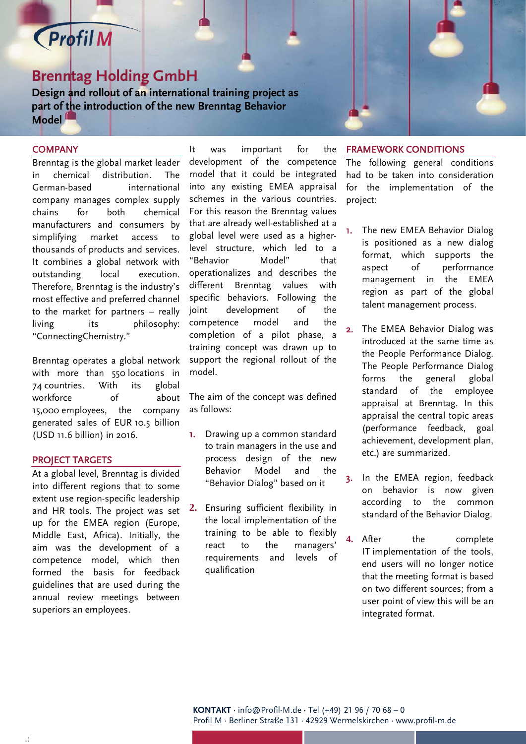Profil M

# Brenntag Holding GmbH

**Design and rollout of an international training project as part of the introduction of the new Brenntag Behavior Model**

## COMPANY

Brenntag is the global market leader in chemical distribution. The German-based international company manages complex supply chains for both chemical manufacturers and consumers by simplifying market access to thousands of products and services. It combines a global network with outstanding local execution. Therefore, Brenntag is the industry's most effective and preferred channel to the market for partners – really living its philosophy: "ConnectingChemistry."

Brenntag operates a global network with more than 550 locations in 74 countries. With its global workforce of about 15,000 employees, the company generated sales of EUR 10.5 billion (USD 11.6 billion) in 2016.

## PROJECT TARGETS

At a global level, Brenntag is divided into different regions that to some extent use region-specific leadership and HR tools. The project was set up for the EMEA region (Europe, Middle East, Africa). Initially, the aim was the development of a competence model, which then formed the basis for feedback guidelines that are used during the annual review meetings between superiors an employees.

It was important for the development of the competence model that it could be integrated into any existing EMEA appraisal schemes in the various countries. For this reason the Brenntag values that are already well-established at a global level were used as a higher-level structure, which led to a "Behavior Model" that operationalizes and describes the different Brenntag values with specific behaviors. Following the joint development of the competence model and the completion of a pilot phase, a training concept was drawn up to support the regional rollout of the model.

The aim of the concept was defined as follows:

1. Drawing up a common standard to train managers in the use and process design of the new Behavior Model and the "Behavior Dialog" based on it
2. Ensuring sufficient flexibility in the local implementation of the training to be able to flexibly react to the managers' requirements and levels of qualification

## FRAMEWORK CONDITIONS

The following general conditions had to be taken into consideration for the implementation of the project:

1. The new EMEA Behavior Dialog is positioned as a new dialog format, which supports the aspect of performance management in the EMEA region as part of the global talent management process.
2. The EMEA Behavior Dialog was introduced at the same time as the People Performance Dialog. The People Performance Dialog forms the general global standard of the employee appraisal at Brenntag. In this appraisal the central topic areas (performance feedback, goal achievement, development plan, etc.) are summarized.
3. In the EMEA region, feedback on behavior is now given according to the common standard of the Behavior Dialog.
4. After the complete IT implementation of the tools, end users will no longer notice that the meeting format is based on two different sources; from a user point of view this will be an integrated format.

**KONTAKT** · info@Profil-M.de · Tel (+49) 21 96 / 70 68 – 0
Profil M · Berliner Straße 131 · 42929 Wermelskirchen · www.profil-m.de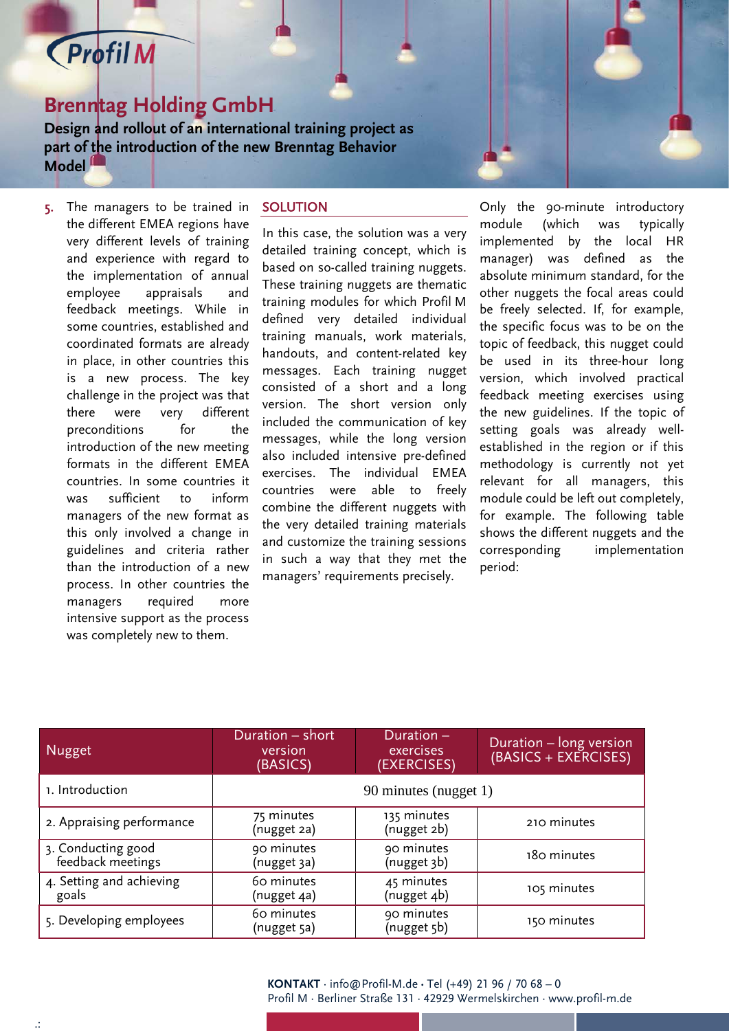# Brenntag Holding GmbH

**Design and rollout of an international training project as part of the introduction of the new Brenntag Behavior Model**

5. The managers to be trained in the different EMEA regions have very different levels of training and experience with regard to the implementation of annual employee appraisals and feedback meetings. While in some countries, established and coordinated formats are already in place, in other countries this is a new process. The key challenge in the project was that there were very different preconditions for the introduction of the new meeting formats in the different EMEA countries. In some countries it was sufficient to inform managers of the new format as this only involved a change in guidelines and criteria rather than the introduction of a new process. In other countries the managers required more intensive support as the process was completely new to them.

## SOLUTION

In this case, the solution was a very detailed training concept, which is based on so-called training nuggets. These training nuggets are thematic training modules for which Profil M defined very detailed individual training manuals, work materials, handouts, and content-related key messages. Each training nugget consisted of a short and a long version. The short version only included the communication of key messages, while the long version also included intensive pre-defined exercises. The individual EMEA countries were able to freely combine the different nuggets with the very detailed training materials and customize the training sessions in such a way that they met the managers' requirements precisely.

Only the 90-minute introductory module (which was typically implemented by the local HR manager) was defined as the absolute minimum standard, for the other nuggets the focal areas could be freely selected. If, for example, the specific focus was to be on the topic of feedback, this nugget could be used in its three-hour long version, which involved practical feedback meeting exercises using the new guidelines. If the topic of setting goals was already well-established in the region or if this methodology is currently not yet relevant for all managers, this module could be left out completely, for example. The following table shows the different nuggets and the corresponding implementation period:

| Nugget | Duration – short version (BASICS) | Duration – exercises (EXERCISES) | Duration – long version (BASICS + EXERCISES) |
|---|---|---|---|
| 1. Introduction | 90 minutes (nugget 1) | | |
| 2. Appraising performance | 75 minutes (nugget 2a) | 135 minutes (nugget 2b) | 210 minutes |
| 3. Conducting good feedback meetings | 90 minutes (nugget 3a) | 90 minutes (nugget 3b) | 180 minutes |
| 4. Setting and achieving goals | 60 minutes (nugget 4a) | 45 minutes (nugget 4b) | 105 minutes |
| 5. Developing employees | 60 minutes (nugget 5a) | 90 minutes (nugget 5b) | 150 minutes |

**KONTAKT** · info@Profil-M.de · Tel (+49) 21 96 / 70 68 – 0
Profil M · Berliner Straße 131 · 42929 Wermelskirchen · www.profil-m.de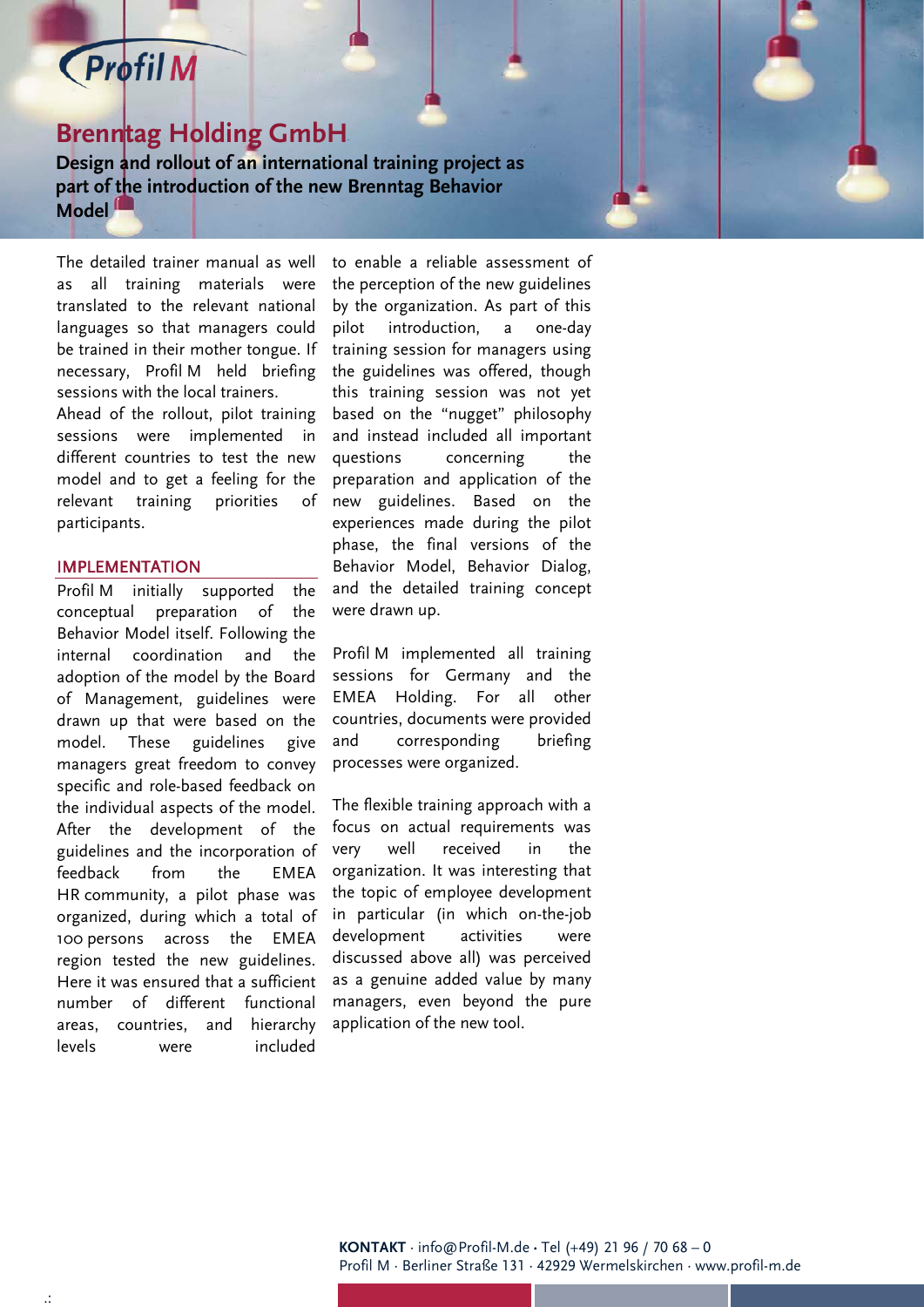# Brenntag Holding GmbH

**Design and rollout of an international training project as part of the introduction of the new Brenntag Behavior Model**

The detailed trainer manual as well as all training materials were translated to the relevant national languages so that managers could be trained in their mother tongue. If necessary, Profil M held briefing sessions with the local trainers.

Ahead of the rollout, pilot training sessions were implemented in different countries to test the new model and to get a feeling for the relevant training priorities of participants.

## IMPLEMENTATION

Profil M initially supported the conceptual preparation of the Behavior Model itself. Following the internal coordination and the adoption of the model by the Board of Management, guidelines were drawn up that were based on the model. These guidelines give managers great freedom to convey specific and role-based feedback on the individual aspects of the model. After the development of the guidelines and the incorporation of feedback from the EMEA HR community, a pilot phase was organized, during which a total of 100 persons across the EMEA region tested the new guidelines. Here it was ensured that a sufficient number of different functional areas, countries, and hierarchy levels were included to enable a reliable assessment of the perception of the new guidelines by the organization. As part of this pilot introduction, a one-day training session for managers using the guidelines was offered, though this training session was not yet based on the "nugget" philosophy and instead included all important questions concerning the preparation and application of the new guidelines. Based on the experiences made during the pilot phase, the final versions of the Behavior Model, Behavior Dialog, and the detailed training concept were drawn up.

Profil M implemented all training sessions for Germany and the EMEA Holding. For all other countries, documents were provided and corresponding briefing processes were organized.

The flexible training approach with a focus on actual requirements was very well received in the organization. It was interesting that the topic of employee development in particular (in which on-the-job development activities were discussed above all) was perceived as a genuine added value by many managers, even beyond the pure application of the new tool.

**KONTAKT** · info@Profil-M.de · Tel (+49) 21 96 / 70 68 – 0
Profil M · Berliner Straße 131 · 42929 Wermelskirchen · www.profil-m.de